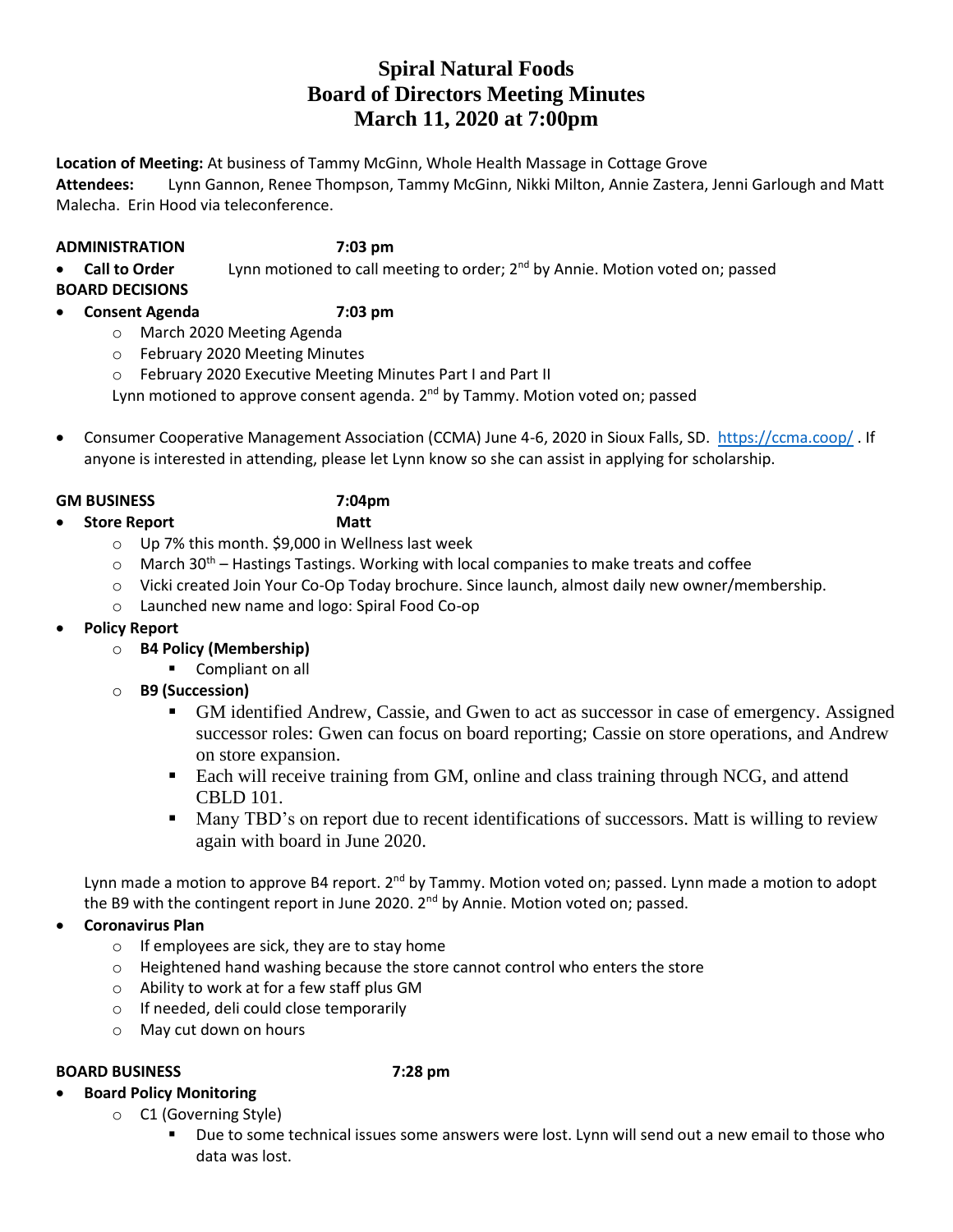# Spiral Natural Foods
# Board of Directors Meeting Minutes
# March 11, 2020 at 7:00pm

**Location of Meeting:** At business of Tammy McGinn, Whole Health Massage in Cottage Grove
**Attendees:** Lynn Gannon, Renee Thompson, Tammy McGinn, Nikki Milton, Annie Zastera, Jenni Garlough and Matt Malecha. Erin Hood via teleconference.

**ADMINISTRATION 7:03 pm**

- **Call to Order** Lynn motioned to call meeting to order; 2nd by Annie. Motion voted on; passed

**BOARD DECISIONS**

- **Consent Agenda 7:03 pm**
  - March 2020 Meeting Agenda
  - February 2020 Meeting Minutes
  - February 2020 Executive Meeting Minutes Part I and Part II

  Lynn motioned to approve consent agenda. 2nd by Tammy. Motion voted on; passed

- Consumer Cooperative Management Association (CCMA) June 4-6, 2020 in Sioux Falls, SD. https://ccma.coop/ . If anyone is interested in attending, please let Lynn know so she can assist in applying for scholarship.

**GM BUSINESS 7:04pm**

- **Store Report Matt**
  - Up 7% this month. $9,000 in Wellness last week
  - March 30th – Hastings Tastings. Working with local companies to make treats and coffee
  - Vicki created Join Your Co-Op Today brochure. Since launch, almost daily new owner/membership.
  - Launched new name and logo: Spiral Food Co-op
- **Policy Report**
  - **B4 Policy (Membership)**
    - Compliant on all
  - **B9 (Succession)**
    - GM identified Andrew, Cassie, and Gwen to act as successor in case of emergency. Assigned successor roles: Gwen can focus on board reporting; Cassie on store operations, and Andrew on store expansion.
    - Each will receive training from GM, online and class training through NCG, and attend CBLD 101.
    - Many TBD's on report due to recent identifications of successors. Matt is willing to review again with board in June 2020.

  Lynn made a motion to approve B4 report. 2nd by Tammy. Motion voted on; passed. Lynn made a motion to adopt the B9 with the contingent report in June 2020. 2nd by Annie. Motion voted on; passed.

- **Coronavirus Plan**
  - If employees are sick, they are to stay home
  - Heightened hand washing because the store cannot control who enters the store
  - Ability to work at for a few staff plus GM
  - If needed, deli could close temporarily
  - May cut down on hours

**BOARD BUSINESS 7:28 pm**

- **Board Policy Monitoring**
  - C1 (Governing Style)
    - Due to some technical issues some answers were lost. Lynn will send out a new email to those who data was lost.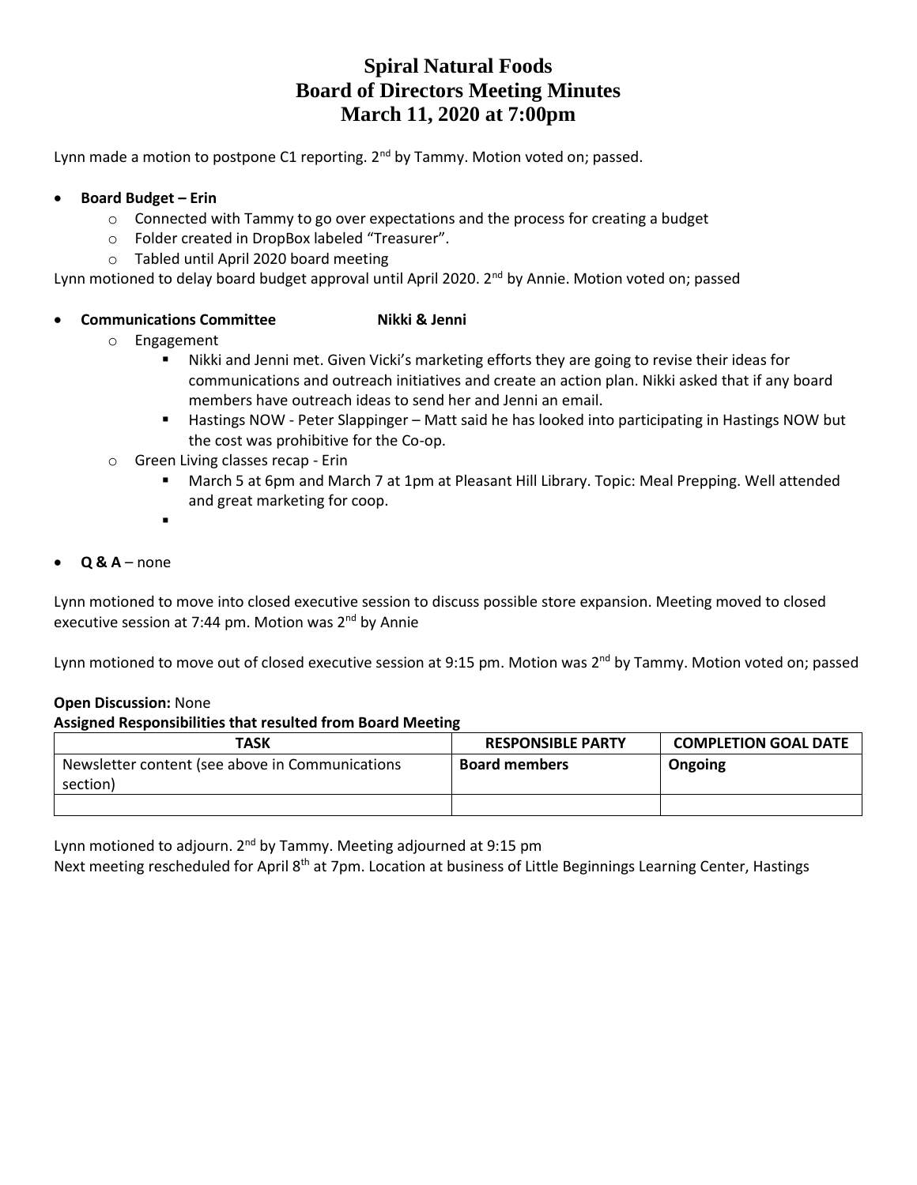# Spiral Natural Foods
# Board of Directors Meeting Minutes
# March 11, 2020 at 7:00pm

Lynn made a motion to postpone C1 reporting. 2nd by Tammy. Motion voted on; passed.

- **Board Budget – Erin**
  - Connected with Tammy to go over expectations and the process for creating a budget
  - Folder created in DropBox labeled "Treasurer".
  - Tabled until April 2020 board meeting

Lynn motioned to delay board budget approval until April 2020. 2nd by Annie. Motion voted on; passed

- **Communications Committee        Nikki & Jenni**
  - Engagement
    - Nikki and Jenni met. Given Vicki's marketing efforts they are going to revise their ideas for communications and outreach initiatives and create an action plan. Nikki asked that if any board members have outreach ideas to send her and Jenni an email.
    - Hastings NOW - Peter Slappinger – Matt said he has looked into participating in Hastings NOW but the cost was prohibitive for the Co-op.
  - Green Living classes recap - Erin
    - March 5 at 6pm and March 7 at 1pm at Pleasant Hill Library. Topic: Meal Prepping. Well attended and great marketing for coop.
    - 

- **Q & A** – none

Lynn motioned to move into closed executive session to discuss possible store expansion. Meeting moved to closed executive session at 7:44 pm. Motion was 2nd by Annie

Lynn motioned to move out of closed executive session at 9:15 pm. Motion was 2nd by Tammy. Motion voted on; passed

**Open Discussion:** None

**Assigned Responsibilities that resulted from Board Meeting**

| TASK | RESPONSIBLE PARTY | COMPLETION GOAL DATE |
|---|---|---|
| Newsletter content (see above in Communications section) | **Board members** | **Ongoing** |
| | | |

Lynn motioned to adjourn. 2nd by Tammy. Meeting adjourned at 9:15 pm

Next meeting rescheduled for April 8th at 7pm. Location at business of Little Beginnings Learning Center, Hastings